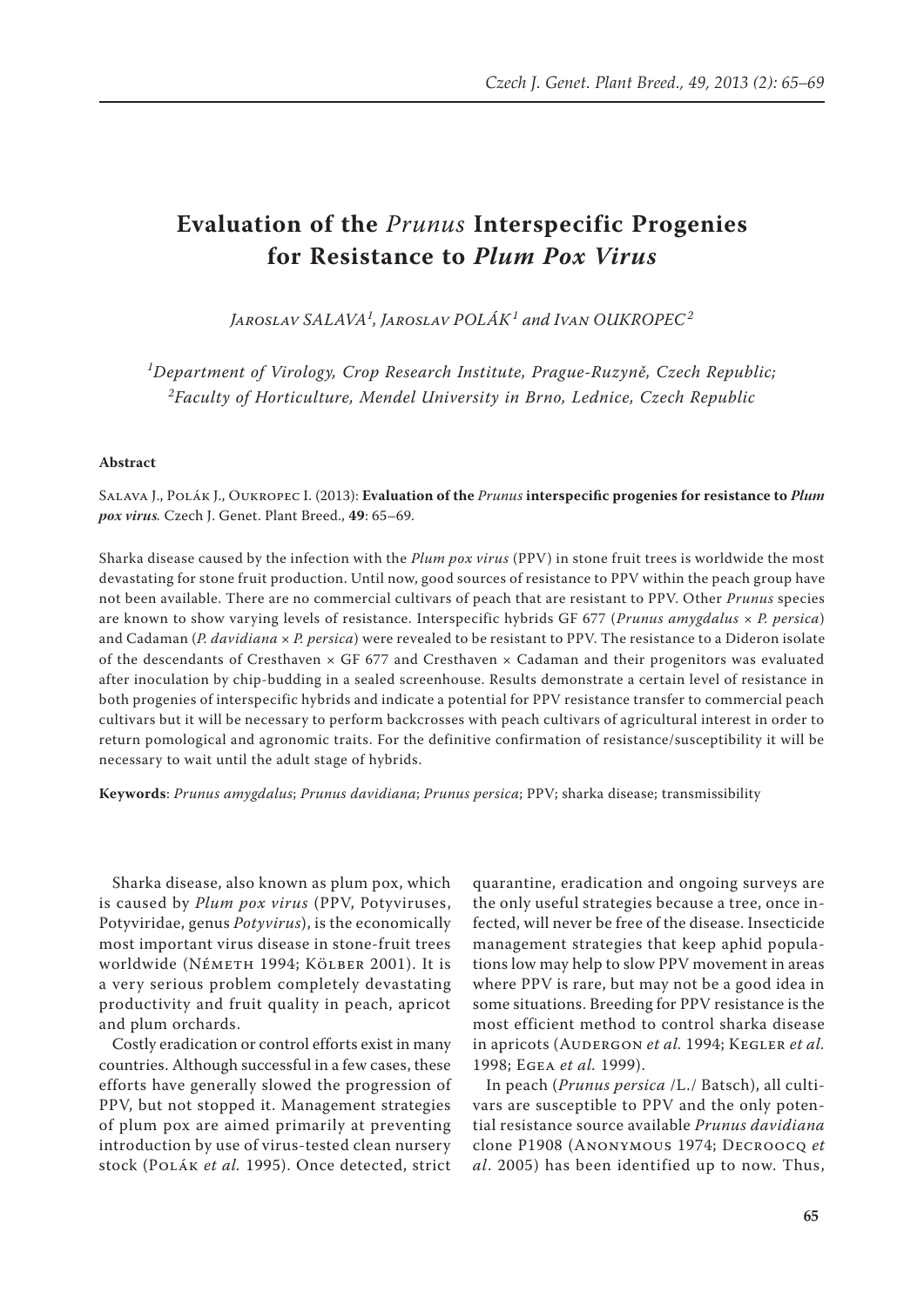# Evaluation of the *Prunus* Interspecific Progenies for Resistance to *Plum Pox Virus*

*Jaroslav SALAVA[1], Jaroslav POLÁK[1] and Ivan OUKROPEC[2]*

*[1]Department of Virology, Crop Research Institute, Prague-Ruzyně, Czech Republic;*
*[2]Faculty of Horticulture, Mendel University in Brno, Lednice, Czech Republic*

**Abstract**

Salava J., Polák J., Oukropec I. (2013): **Evaluation of the *Prunus* interspecific progenies for resistance to *Plum pox virus*.** Czech J. Genet. Plant Breed., **49**: 65–69.

Sharka disease caused by the infection with the *Plum pox virus* (PPV) in stone fruit trees is worldwide the most devastating for stone fruit production. Until now, good sources of resistance to PPV within the peach group have not been available. There are no commercial cultivars of peach that are resistant to PPV. Other *Prunus* species are known to show varying levels of resistance. Interspecific hybrids GF 677 (*Prunus amygdalus* × *P. persica*) and Cadaman (*P. davidiana* × *P. persica*) were revealed to be resistant to PPV. The resistance to a Dideron isolate of the descendants of Cresthaven × GF 677 and Cresthaven × Cadaman and their progenitors was evaluated after inoculation by chip-budding in a sealed screenhouse. Results demonstrate a certain level of resistance in both progenies of interspecific hybrids and indicate a potential for PPV resistance transfer to commercial peach cultivars but it will be necessary to perform backcrosses with peach cultivars of agricultural interest in order to return pomological and agronomic traits. For the definitive confirmation of resistance/susceptibility it will be necessary to wait until the adult stage of hybrids.

**Keywords**: *Prunus amygdalus*; *Prunus davidiana*; *Prunus persica*; PPV; sharka disease; transmissibility

Sharka disease, also known as plum pox, which is caused by *Plum pox virus* (PPV, Potyviruses, Potyviridae, genus *Potyvirus*), is the economically most important virus disease in stone-fruit trees worldwide (Németh 1994; Kölber 2001). It is a very serious problem completely devastating productivity and fruit quality in peach, apricot and plum orchards.

Costly eradication or control efforts exist in many countries. Although successful in a few cases, these efforts have generally slowed the progression of PPV, but not stopped it. Management strategies of plum pox are aimed primarily at preventing introduction by use of virus-tested clean nursery stock (Polák *et al.* 1995). Once detected, strict quarantine, eradication and ongoing surveys are the only useful strategies because a tree, once infected, will never be free of the disease. Insecticide management strategies that keep aphid populations low may help to slow PPV movement in areas where PPV is rare, but may not be a good idea in some situations. Breeding for PPV resistance is the most efficient method to control sharka disease in apricots (Audergon *et al.* 1994; Kegler *et al.* 1998; Egea *et al.* 1999).

In peach (*Prunus persica* /L./ Batsch), all cultivars are susceptible to PPV and the only potential resistance source available *Prunus davidiana* clone P1908 (Anonymous 1974; Decroocq *et al*. 2005) has been identified up to now. Thus,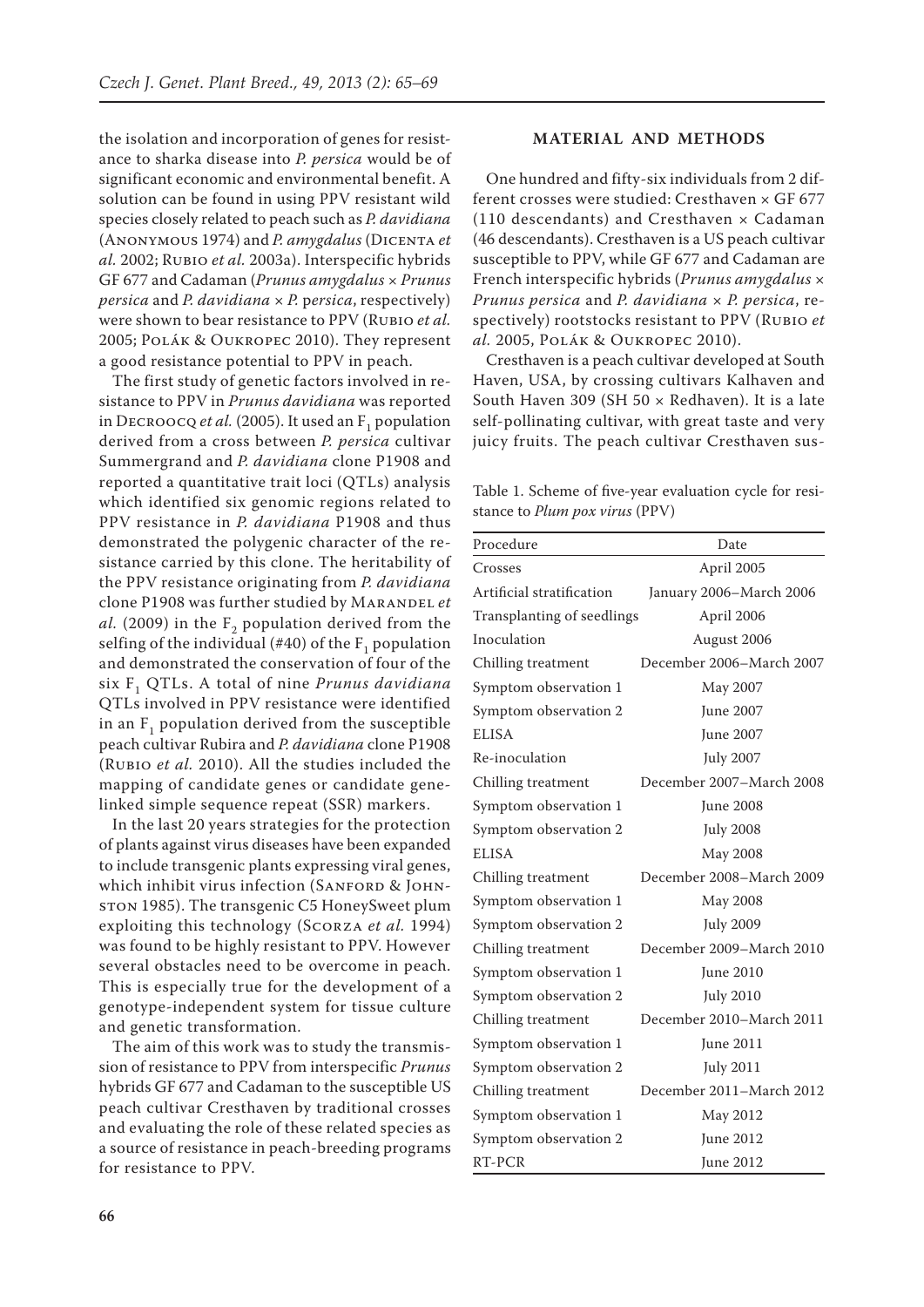the isolation and incorporation of genes for resistance to sharka disease into *P. persica* would be of significant economic and environmental benefit. A solution can be found in using PPV resistant wild species closely related to peach such as *P. davidiana* (Anonymous 1974) and *P. amygdalus* (Dicenta *et al.* 2002; Rubio *et al.* 2003a). Interspecific hybrids GF 677 and Cadaman (*Prunus amygdalus* × *Prunus persica* and *P. davidiana* × *P. persica*, respectively) were shown to bear resistance to PPV (Rubio *et al.* 2005; Polák & Oukropec 2010). They represent a good resistance potential to PPV in peach.

The first study of genetic factors involved in resistance to PPV in *Prunus davidiana* was reported in Decroocq *et al.* (2005). It used an $F_1$ population derived from a cross between *P. persica* cultivar Summergrand and *P. davidiana* clone P1908 and reported a quantitative trait loci (QTLs) analysis which identified six genomic regions related to PPV resistance in *P. davidiana* P1908 and thus demonstrated the polygenic character of the resistance carried by this clone. The heritability of the PPV resistance originating from *P. davidiana* clone P1908 was further studied by Marandel *et al.* (2009) in the $F_2$ population derived from the selfing of the individual (#40) of the $F_1$ population and demonstrated the conservation of four of the six $F_1$ QTLs. A total of nine *Prunus davidiana* QTLs involved in PPV resistance were identified in an $F_1$ population derived from the susceptible peach cultivar Rubira and *P. davidiana* clone P1908 (Rubio *et al.* 2010). All the studies included the mapping of candidate genes or candidate gene-linked simple sequence repeat (SSR) markers.

In the last 20 years strategies for the protection of plants against virus diseases have been expanded to include transgenic plants expressing viral genes, which inhibit virus infection (Sanford & Johnston 1985). The transgenic C5 HoneySweet plum exploiting this technology (Scorza *et al.* 1994) was found to be highly resistant to PPV. However several obstacles need to be overcome in peach. This is especially true for the development of a genotype-independent system for tissue culture and genetic transformation.

The aim of this work was to study the transmission of resistance to PPV from interspecific *Prunus* hybrids GF 677 and Cadaman to the susceptible US peach cultivar Cresthaven by traditional crosses and evaluating the role of these related species as a source of resistance in peach-breeding programs for resistance to PPV.

## MATERIAL AND METHODS

One hundred and fifty-six individuals from 2 different crosses were studied: Cresthaven × GF 677 (110 descendants) and Cresthaven × Cadaman (46 descendants). Cresthaven is a US peach cultivar susceptible to PPV, while GF 677 and Cadaman are French interspecific hybrids (*Prunus amygdalus* × *Prunus persica* and *P. davidiana* × *P. persica*, respectively) rootstocks resistant to PPV (Rubio *et al.* 2005, Polák & Oukropec 2010).

Cresthaven is a peach cultivar developed at South Haven, USA, by crossing cultivars Kalhaven and South Haven 309 (SH 50 × Redhaven). It is a late self-pollinating cultivar, with great taste and very juicy fruits. The peach cultivar Cresthaven sus-

Table 1. Scheme of five-year evaluation cycle for resistance to *Plum pox virus* (PPV)

| Procedure | Date |
|---|---|
| Crosses | April 2005 |
| Artificial stratification | January 2006–March 2006 |
| Transplanting of seedlings | April 2006 |
| Inoculation | August 2006 |
| Chilling treatment | December 2006–March 2007 |
| Symptom observation 1 | May 2007 |
| Symptom observation 2 | June 2007 |
| ELISA | June 2007 |
| Re-inoculation | July 2007 |
| Chilling treatment | December 2007–March 2008 |
| Symptom observation 1 | June 2008 |
| Symptom observation 2 | July 2008 |
| ELISA | May 2008 |
| Chilling treatment | December 2008–March 2009 |
| Symptom observation 1 | May 2008 |
| Symptom observation 2 | July 2009 |
| Chilling treatment | December 2009–March 2010 |
| Symptom observation 1 | June 2010 |
| Symptom observation 2 | July 2010 |
| Chilling treatment | December 2010–March 2011 |
| Symptom observation 1 | June 2011 |
| Symptom observation 2 | July 2011 |
| Chilling treatment | December 2011–March 2012 |
| Symptom observation 1 | May 2012 |
| Symptom observation 2 | June 2012 |
| RT-PCR | June 2012 |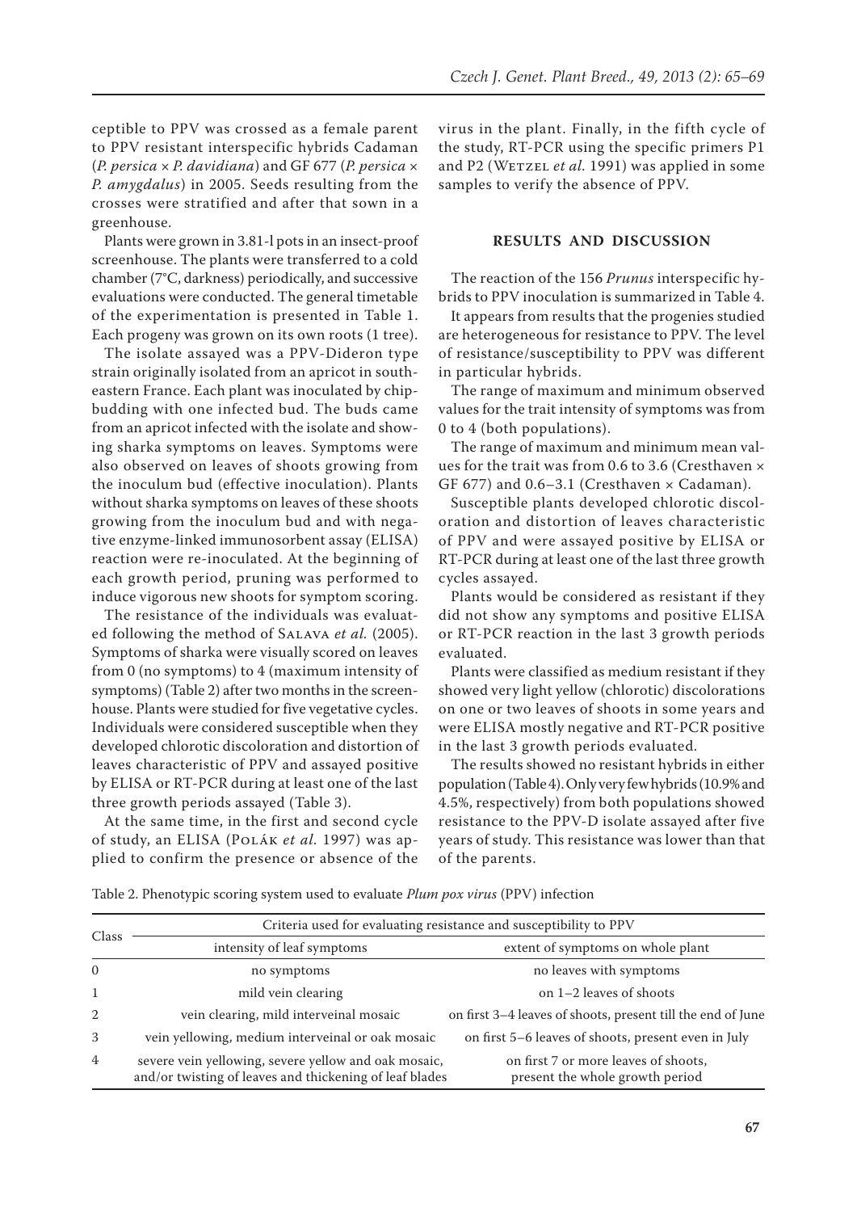ceptible to PPV was crossed as a female parent to PPV resistant interspecific hybrids Cadaman (*P. persica* × *P. davidiana*) and GF 677 (*P. persica* × *P. amygdalus*) in 2005. Seeds resulting from the crosses were stratified and after that sown in a greenhouse.

Plants were grown in 3.81-l pots in an insect-proof screenhouse. The plants were transferred to a cold chamber (7°C, darkness) periodically, and successive evaluations were conducted. The general timetable of the experimentation is presented in Table 1. Each progeny was grown on its own roots (1 tree).

The isolate assayed was a PPV-Dideron type strain originally isolated from an apricot in southeastern France. Each plant was inoculated by chip-budding with one infected bud. The buds came from an apricot infected with the isolate and showing sharka symptoms on leaves. Symptoms were also observed on leaves of shoots growing from the inoculum bud (effective inoculation). Plants without sharka symptoms on leaves of these shoots growing from the inoculum bud and with negative enzyme-linked immunosorbent assay (ELISA) reaction were re-inoculated. At the beginning of each growth period, pruning was performed to induce vigorous new shoots for symptom scoring.

The resistance of the individuals was evaluated following the method of Salava *et al.* (2005). Symptoms of sharka were visually scored on leaves from 0 (no symptoms) to 4 (maximum intensity of symptoms) (Table 2) after two months in the screenhouse. Plants were studied for five vegetative cycles. Individuals were considered susceptible when they developed chlorotic discoloration and distortion of leaves characteristic of PPV and assayed positive by ELISA or RT-PCR during at least one of the last three growth periods assayed (Table 3).

At the same time, in the first and second cycle of study, an ELISA (Polák *et al.* 1997) was applied to confirm the presence or absence of the virus in the plant. Finally, in the fifth cycle of the study, RT-PCR using the specific primers P1 and P2 (Wetzel *et al.* 1991) was applied in some samples to verify the absence of PPV.

## RESULTS AND DISCUSSION

The reaction of the 156 *Prunus* interspecific hybrids to PPV inoculation is summarized in Table 4.

It appears from results that the progenies studied are heterogeneous for resistance to PPV. The level of resistance/susceptibility to PPV was different in particular hybrids.

The range of maximum and minimum observed values for the trait intensity of symptoms was from 0 to 4 (both populations).

The range of maximum and minimum mean values for the trait was from 0.6 to 3.6 (Cresthaven × GF 677) and 0.6–3.1 (Cresthaven × Cadaman).

Susceptible plants developed chlorotic discoloration and distortion of leaves characteristic of PPV and were assayed positive by ELISA or RT-PCR during at least one of the last three growth cycles assayed.

Plants would be considered as resistant if they did not show any symptoms and positive ELISA or RT-PCR reaction in the last 3 growth periods evaluated.

Plants were classified as medium resistant if they showed very light yellow (chlorotic) discolorations on one or two leaves of shoots in some years and were ELISA mostly negative and RT-PCR positive in the last 3 growth periods evaluated.

The results showed no resistant hybrids in either population (Table 4). Only very few hybrids (10.9% and 4.5%, respectively) from both populations showed resistance to the PPV-D isolate assayed after five years of study. This resistance was lower than that of the parents.

Table 2. Phenotypic scoring system used to evaluate *Plum pox virus* (PPV) infection

| Class | Criteria used for evaluating resistance and susceptibility to PPV | |
|---|---|---|
| | intensity of leaf symptoms | extent of symptoms on whole plant |
| 0 | no symptoms | no leaves with symptoms |
| 1 | mild vein clearing | on 1–2 leaves of shoots |
| 2 | vein clearing, mild interveinal mosaic | on first 3–4 leaves of shoots, present till the end of June |
| 3 | vein yellowing, medium interveinal or oak mosaic | on first 5–6 leaves of shoots, present even in July |
| 4 | severe vein yellowing, severe yellow and oak mosaic, and/or twisting of leaves and thickening of leaf blades | on first 7 or more leaves of shoots, present the whole growth period |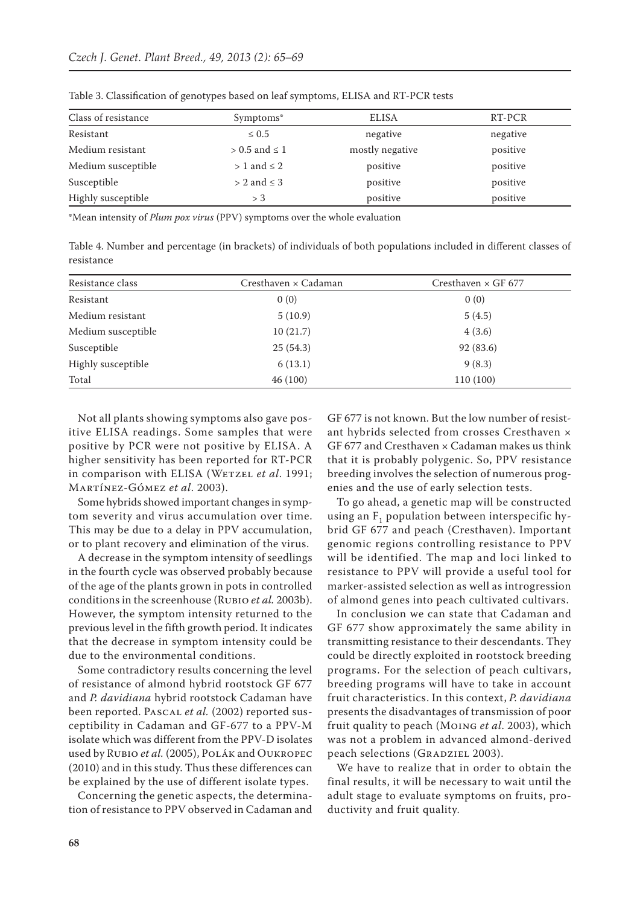Table 3. Classification of genotypes based on leaf symptoms, ELISA and RT-PCR tests

| Class of resistance | Symptoms* | ELISA | RT-PCR |
|---|---|---|---|
| Resistant | ≤ 0.5 | negative | negative |
| Medium resistant | > 0.5 and ≤ 1 | mostly negative | positive |
| Medium susceptible | > 1 and ≤ 2 | positive | positive |
| Susceptible | > 2 and ≤ 3 | positive | positive |
| Highly susceptible | > 3 | positive | positive |

*Mean intensity of *Plum pox virus* (PPV) symptoms over the whole evaluation

Table 4. Number and percentage (in brackets) of individuals of both populations included in different classes of resistance

| Resistance class | Cresthaven × Cadaman | Cresthaven × GF 677 |
|---|---|---|
| Resistant | 0 (0) | 0 (0) |
| Medium resistant | 5 (10.9) | 5 (4.5) |
| Medium susceptible | 10 (21.7) | 4 (3.6) |
| Susceptible | 25 (54.3) | 92 (83.6) |
| Highly susceptible | 6 (13.1) | 9 (8.3) |
| Total | 46 (100) | 110 (100) |

Not all plants showing symptoms also gave positive ELISA readings. Some samples that were positive by PCR were not positive by ELISA. A higher sensitivity has been reported for RT-PCR in comparison with ELISA (Wetzel *et al*. 1991; Martínez-Gómez *et al*. 2003).

Some hybrids showed important changes in symptom severity and virus accumulation over time. This may be due to a delay in PPV accumulation, or to plant recovery and elimination of the virus.

A decrease in the symptom intensity of seedlings in the fourth cycle was observed probably because of the age of the plants grown in pots in controlled conditions in the screenhouse (Rubio *et al.* 2003b). However, the symptom intensity returned to the previous level in the fifth growth period. It indicates that the decrease in symptom intensity could be due to the environmental conditions.

Some contradictory results concerning the level of resistance of almond hybrid rootstock GF 677 and *P. davidiana* hybrid rootstock Cadaman have been reported. Pascal *et al.* (2002) reported susceptibility in Cadaman and GF-677 to a PPV-M isolate which was different from the PPV-D isolates used by Rubio *et al.* (2005), Polák and Oukropec (2010) and in this study. Thus these differences can be explained by the use of different isolate types.

Concerning the genetic aspects, the determination of resistance to PPV observed in Cadaman and GF 677 is not known. But the low number of resistant hybrids selected from crosses Cresthaven × GF 677 and Cresthaven × Cadaman makes us think that it is probably polygenic. So, PPV resistance breeding involves the selection of numerous progenies and the use of early selection tests.

To go ahead, a genetic map will be constructed using an $F_1$ population between interspecific hybrid GF 677 and peach (Cresthaven). Important genomic regions controlling resistance to PPV will be identified. The map and loci linked to resistance to PPV will provide a useful tool for marker-assisted selection as well as introgression of almond genes into peach cultivated cultivars.

In conclusion we can state that Cadaman and GF 677 show approximately the same ability in transmitting resistance to their descendants. They could be directly exploited in rootstock breeding programs. For the selection of peach cultivars, breeding programs will have to take in account fruit characteristics. In this context, *P. davidiana* presents the disadvantages of transmission of poor fruit quality to peach (Moing *et al*. 2003), which was not a problem in advanced almond-derived peach selections (Gradziel 2003).

We have to realize that in order to obtain the final results, it will be necessary to wait until the adult stage to evaluate symptoms on fruits, productivity and fruit quality.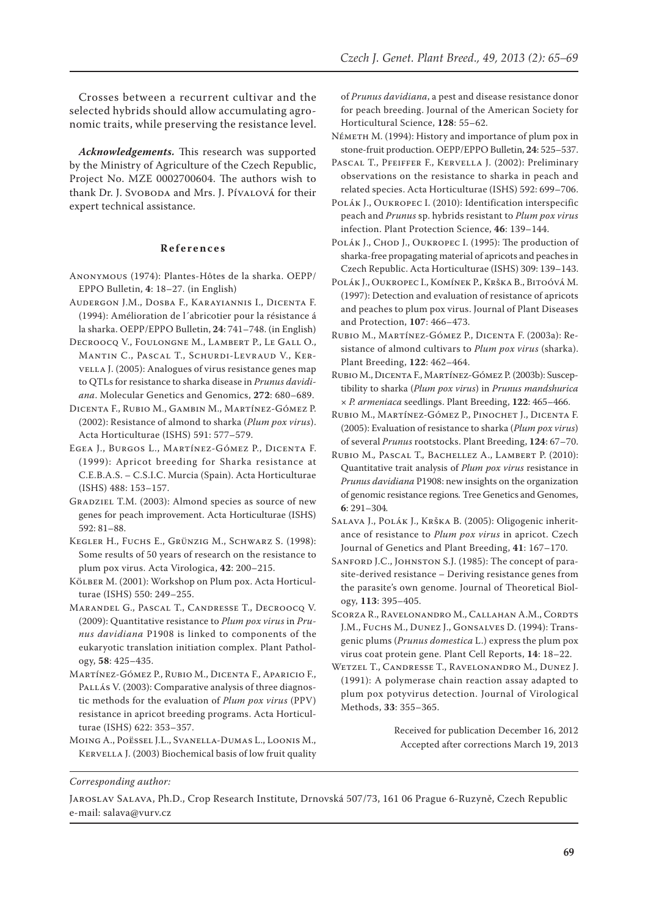Crosses between a recurrent cultivar and the selected hybrids should allow accumulating agronomic traits, while preserving the resistance level.

***Acknowledgements.*** This research was supported by the Ministry of Agriculture of the Czech Republic, Project No. MZE 0002700604. The authors wish to thank Dr. J. Svoboda and Mrs. J. Pívalová for their expert technical assistance.

## References

Anonymous (1974): Plantes-Hôtes de la sharka. OEPP/EPPO Bulletin, **4**: 18–27. (in English)

Audergon J.M., Dosba F., Karayiannis I., Dicenta F. (1994): Amélioration de l´abricotier pour la résistance á la sharka. OEPP/EPPO Bulletin, **24**: 741–748. (in English)

Decroocq V., Foulongne M., Lambert P., Le Gall O., Mantin C., Pascal T., Schurdi-Levraud V., Kervella J. (2005): Analogues of virus resistance genes map to QTLs for resistance to sharka disease in *Prunus davidiana*. Molecular Genetics and Genomics, **272**: 680–689.

Dicenta F., Rubio M., Gambin M., Martínez-Gómez P. (2002): Resistance of almond to sharka (*Plum pox virus*). Acta Horticulturae (ISHS) 591: 577–579.

Egea J., Burgos L., Martínez-Gómez P., Dicenta F. (1999): Apricot breeding for Sharka resistance at C.E.B.A.S. – C.S.I.C. Murcia (Spain). Acta Horticulturae (ISHS) 488: 153–157.

Gradziel T.M. (2003): Almond species as source of new genes for peach improvement. Acta Horticulturae (ISHS) 592: 81–88.

Kegler H., Fuchs E., Grünzig M., Schwarz S. (1998): Some results of 50 years of research on the resistance to plum pox virus. Acta Virologica, **42**: 200–215.

Kölber M. (2001): Workshop on Plum pox. Acta Horticulturae (ISHS) 550: 249–255.

Marandel G., Pascal T., Candresse T., Decroocq V. (2009): Quantitative resistance to *Plum pox virus* in *Prunus davidiana* P1908 is linked to components of the eukaryotic translation initiation complex. Plant Pathology, **58**: 425–435.

Martínez-Gómez P., Rubio M., Dicenta F., Aparicio F., Pallás V. (2003): Comparative analysis of three diagnostic methods for the evaluation of *Plum pox virus* (PPV) resistance in apricot breeding programs. Acta Horticulturae (ISHS) 622: 353–357.

Moing A., Poëssel J.L., Svanella-Dumas L., Loonis M., Kervella J. (2003) Biochemical basis of low fruit quality of *Prunus davidiana*, a pest and disease resistance donor for peach breeding. Journal of the American Society for Horticultural Science, **128**: 55–62.

Németh M. (1994): History and importance of plum pox in stone-fruit production. OEPP/EPPO Bulletin, **24**: 525–537.

Pascal T., Pfeiffer F., Kervella J. (2002): Preliminary observations on the resistance to sharka in peach and related species. Acta Horticulturae (ISHS) 592: 699–706.

Polák J., Oukropec I. (2010): Identification interspecific peach and *Prunus* sp. hybrids resistant to *Plum pox virus* infection. Plant Protection Science, **46**: 139–144.

Polák J., Chod J., Oukropec I. (1995): The production of sharka-free propagating material of apricots and peaches in Czech Republic. Acta Horticulturae (ISHS) 309: 139–143.

Polák J., Oukropec I., Komínek P., Krška B., Bitoóvá M. (1997): Detection and evaluation of resistance of apricots and peaches to plum pox virus. Journal of Plant Diseases and Protection, **107**: 466–473.

Rubio M., Martínez-Gómez P., Dicenta F. (2003a): Resistance of almond cultivars to *Plum pox virus* (sharka). Plant Breeding, **122**: 462–464.

Rubio M., Dicenta F., Martínez-Gómez P. (2003b): Susceptibility to sharka (*Plum pox virus*) in *Prunus mandshurica* × *P. armeniaca* seedlings. Plant Breeding, **122**: 465–466.

Rubio M., Martínez-Gómez P., Pinochet J., Dicenta F. (2005): Evaluation of resistance to sharka (*Plum pox virus*) of several *Prunus* rootstocks. Plant Breeding, **124**: 67–70.

Rubio M., Pascal T., Bachellez A., Lambert P. (2010): Quantitative trait analysis of *Plum pox virus* resistance in *Prunus davidiana* P1908: new insights on the organization of genomic resistance regions*.* Tree Genetics and Genomes, **6**: 291–304*.*

Salava J., Polák J., Krška B. (2005): Oligogenic inheritance of resistance to *Plum pox virus* in apricot. Czech Journal of Genetics and Plant Breeding, **41**: 167–170.

Sanford J.C., Johnston S.J. (1985): The concept of parasite-derived resistance – Deriving resistance genes from the parasite's own genome. Journal of Theoretical Biology, **113**: 395–405.

Scorza R., Ravelonandro M., Callahan A.M., Cordts J.M., Fuchs M., Dunez J., Gonsalves D. (1994): Transgenic plums (*Prunus domestica* L.) express the plum pox virus coat protein gene. Plant Cell Reports, **14**: 18–22.

Wetzel T., Candresse T., Ravelonandro M., Dunez J. (1991): A polymerase chain reaction assay adapted to plum pox potyvirus detection. Journal of Virological Methods, **33**: 355–365.

Received for publication December 16, 2012
Accepted after corrections March 19, 2013

*Corresponding author:*

Jaroslav Salava, Ph.D., Crop Research Institute, Drnovská 507/73, 161 06 Prague 6-Ruzyně, Czech Republic
e-mail: salava@vurv.cz